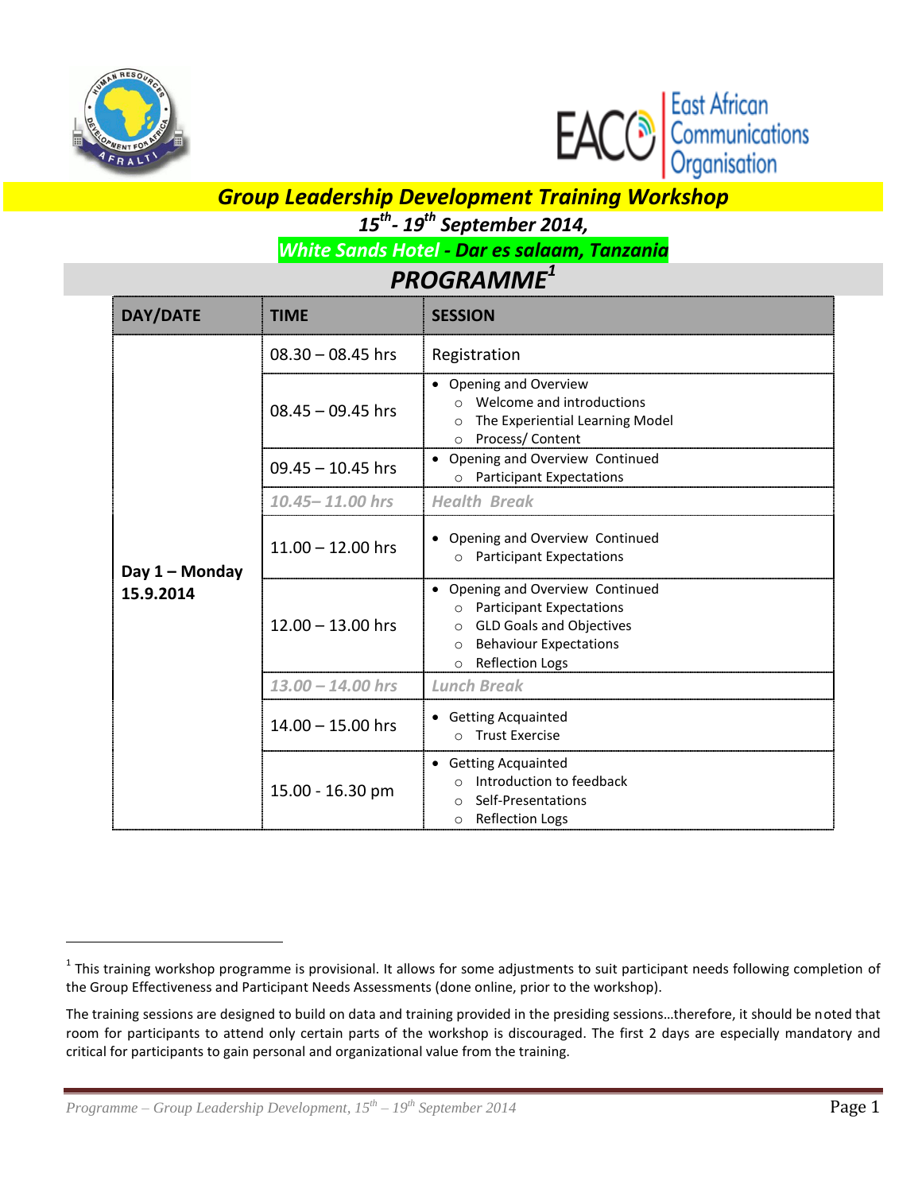# Group Leadership Development Training Workshop

***15th - 19th September 2014,***

***White Sands Hotel - Dar es salaam, Tanzania***

## *PROGRAMME*[1]

| DAY/DATE | TIME | SESSION |
|---|---|---|
| **Day 1 – Monday 15.9.2014** | 08.30 – 08.45 hrs | Registration |
| | 08.45 – 09.45 hrs | • Opening and Overview<br>  ○ Welcome and introductions<br>  ○ The Experiential Learning Model<br>  ○ Process/ Content |
| | 09.45 – 10.45 hrs | • Opening and Overview Continued<br>  ○ Participant Expectations |
| | *10.45– 11.00 hrs* | *Health Break* |
| | 11.00 – 12.00 hrs | • Opening and Overview Continued<br>  ○ Participant Expectations |
| | 12.00 – 13.00 hrs | • Opening and Overview Continued<br>  ○ Participant Expectations<br>  ○ GLD Goals and Objectives<br>  ○ Behaviour Expectations<br>  ○ Reflection Logs |
| | *13.00 – 14.00 hrs* | *Lunch Break* |
| | 14.00 – 15.00 hrs | • Getting Acquainted<br>  ○ Trust Exercise |
| | 15.00 - 16.30 pm | • Getting Acquainted<br>  ○ Introduction to feedback<br>  ○ Self-Presentations<br>  ○ Reflection Logs |

[1] This training workshop programme is provisional. It allows for some adjustments to suit participant needs following completion of the Group Effectiveness and Participant Needs Assessments (done online, prior to the workshop).

The training sessions are designed to build on data and training provided in the presiding sessions…therefore, it should be noted that room for participants to attend only certain parts of the workshop is discouraged. The first 2 days are especially mandatory and critical for participants to gain personal and organizational value from the training.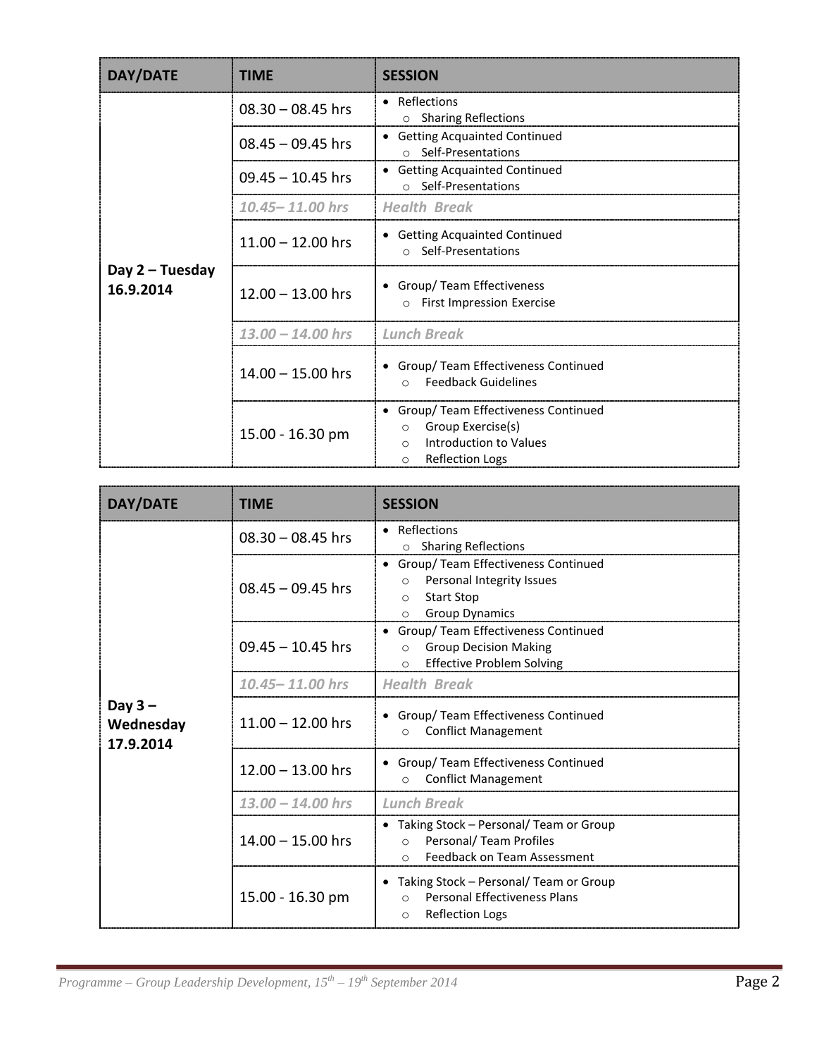| DAY/DATE | TIME | SESSION |
| --- | --- | --- |
| Day 2 – Tuesday 16.9.2014 | 08.30 – 08.45 hrs | • Reflections<br>  ○ Sharing Reflections |
| | 08.45 – 09.45 hrs | • Getting Acquainted Continued<br>  ○ Self-Presentations |
| | 09.45 – 10.45 hrs | • Getting Acquainted Continued<br>  ○ Self-Presentations |
| | *10.45– 11.00 hrs* | *Health Break* |
| | 11.00 – 12.00 hrs | • Getting Acquainted Continued<br>  ○ Self-Presentations |
| | 12.00 – 13.00 hrs | • Group/ Team Effectiveness<br>  ○ First Impression Exercise |
| | *13.00 – 14.00 hrs* | *Lunch Break* |
| | 14.00 – 15.00 hrs | • Group/ Team Effectiveness Continued<br>  ○ Feedback Guidelines |
| | 15.00 - 16.30 pm | • Group/ Team Effectiveness Continued<br>  ○ Group Exercise(s)<br>  ○ Introduction to Values<br>  ○ Reflection Logs |

| DAY/DATE | TIME | SESSION |
| --- | --- | --- |
| Day 3 – Wednesday 17.9.2014 | 08.30 – 08.45 hrs | • Reflections<br>  ○ Sharing Reflections |
| | 08.45 – 09.45 hrs | • Group/ Team Effectiveness Continued<br>  ○ Personal Integrity Issues<br>  ○ Start Stop<br>  ○ Group Dynamics |
| | 09.45 – 10.45 hrs | • Group/ Team Effectiveness Continued<br>  ○ Group Decision Making<br>  ○ Effective Problem Solving |
| | *10.45– 11.00 hrs* | *Health Break* |
| | 11.00 – 12.00 hrs | • Group/ Team Effectiveness Continued<br>  ○ Conflict Management |
| | 12.00 – 13.00 hrs | • Group/ Team Effectiveness Continued<br>  ○ Conflict Management |
| | *13.00 – 14.00 hrs* | *Lunch Break* |
| | 14.00 – 15.00 hrs | • Taking Stock – Personal/ Team or Group<br>  ○ Personal/ Team Profiles<br>  ○ Feedback on Team Assessment |
| | 15.00 - 16.30 pm | • Taking Stock – Personal/ Team or Group<br>  ○ Personal Effectiveness Plans<br>  ○ Reflection Logs |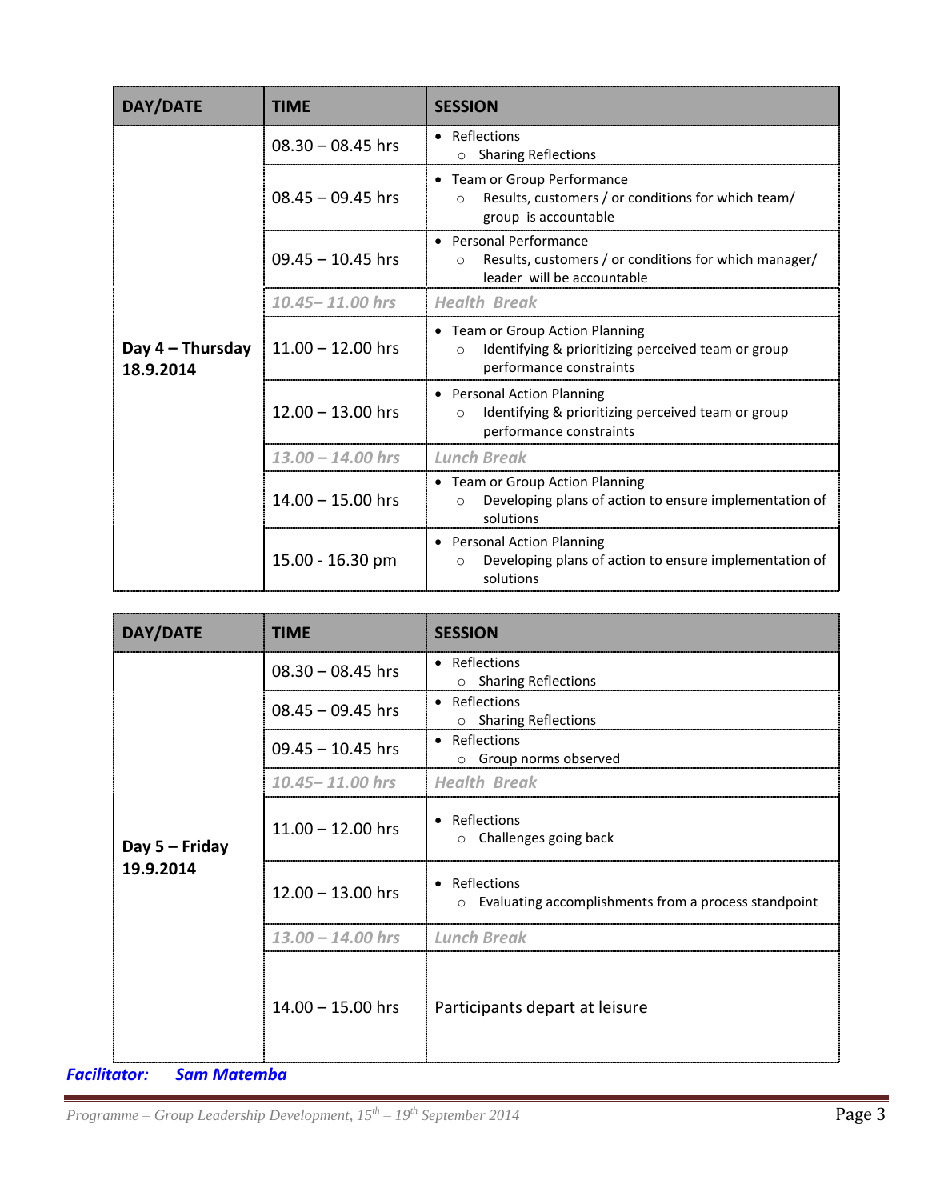| DAY/DATE | TIME | SESSION |
|---|---|---|
| **Day 4 – Thursday 18.9.2014** | 08.30 – 08.45 hrs | • Reflections<br>○ Sharing Reflections |
| | 08.45 – 09.45 hrs | • Team or Group Performance<br>○ Results, customers / or conditions for which team/ group is accountable |
| | 09.45 – 10.45 hrs | • Personal Performance<br>○ Results, customers / or conditions for which manager/ leader will be accountable |
| | *10.45– 11.00 hrs* | *Health Break* |
| | 11.00 – 12.00 hrs | • Team or Group Action Planning<br>○ Identifying & prioritizing perceived team or group performance constraints |
| | 12.00 – 13.00 hrs | • Personal Action Planning<br>○ Identifying & prioritizing perceived team or group performance constraints |
| | *13.00 – 14.00 hrs* | *Lunch Break* |
| | 14.00 – 15.00 hrs | • Team or Group Action Planning<br>○ Developing plans of action to ensure implementation of solutions |
| | 15.00 - 16.30 pm | • Personal Action Planning<br>○ Developing plans of action to ensure implementation of solutions |

| DAY/DATE | TIME | SESSION |
|---|---|---|
| **Day 5 – Friday 19.9.2014** | 08.30 – 08.45 hrs | • Reflections<br>○ Sharing Reflections |
| | 08.45 – 09.45 hrs | • Reflections<br>○ Sharing Reflections |
| | 09.45 – 10.45 hrs | • Reflections<br>○ Group norms observed |
| | *10.45– 11.00 hrs* | *Health Break* |
| | 11.00 – 12.00 hrs | • Reflections<br>○ Challenges going back |
| | 12.00 – 13.00 hrs | • Reflections<br>○ Evaluating accomplishments from a process standpoint |
| | *13.00 – 14.00 hrs* | *Lunch Break* |
| | 14.00 – 15.00 hrs | Participants depart at leisure |

***Facilitator: Sam Matemba***